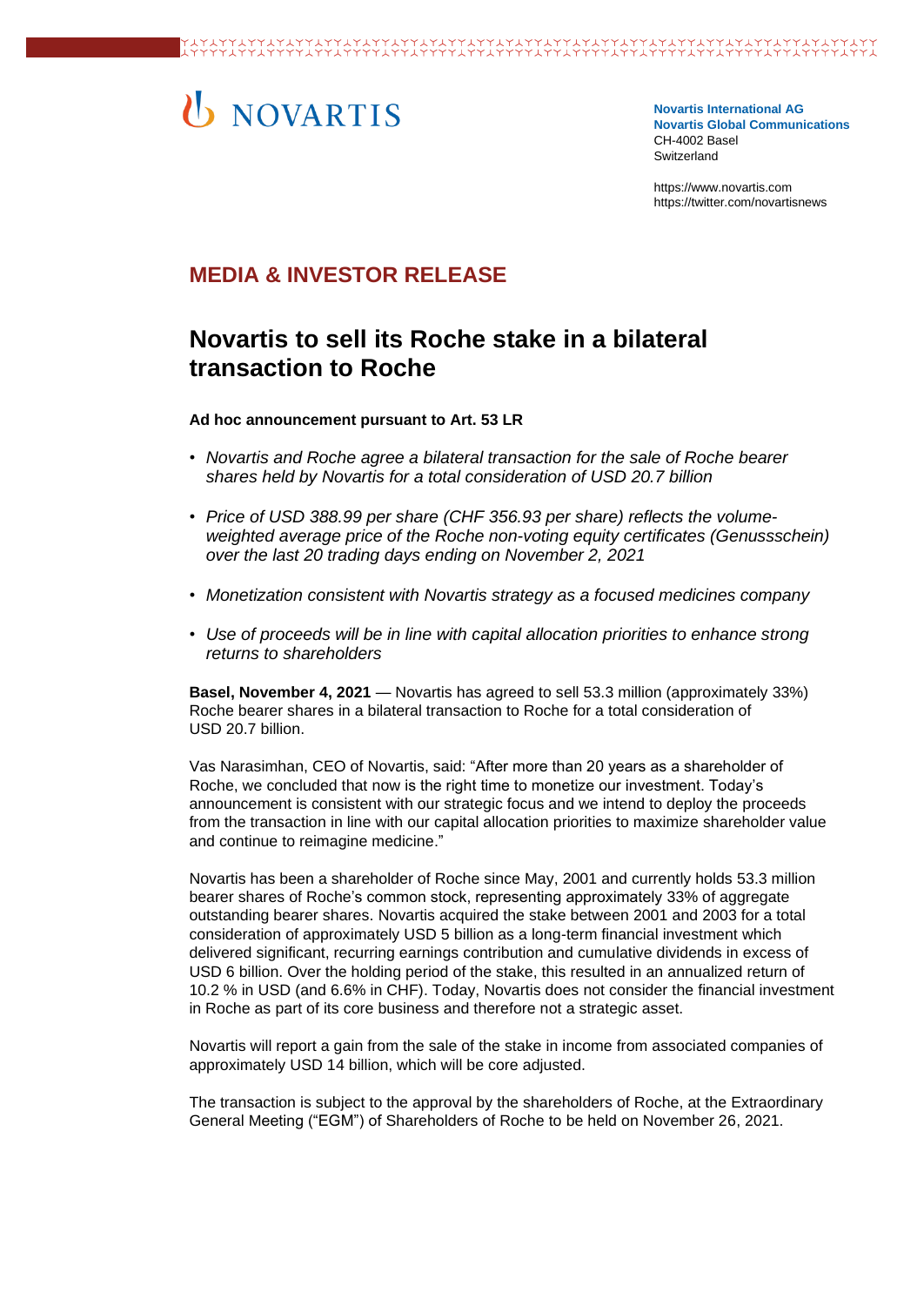NOVARTIS

**Novartis International AG**
**Novartis Global Communications**
CH-4002 Basel
Switzerland

https://www.novartis.com
https://twitter.com/novartisnews

## MEDIA & INVESTOR RELEASE

# Novartis to sell its Roche stake in a bilateral transaction to Roche

**Ad hoc announcement pursuant to Art. 53 LR**

- *Novartis and Roche agree a bilateral transaction for the sale of Roche bearer shares held by Novartis for a total consideration of USD 20.7 billion*
- *Price of USD 388.99 per share (CHF 356.93 per share) reflects the volume-weighted average price of the Roche non-voting equity certificates (Genussschein) over the last 20 trading days ending on November 2, 2021*
- *Monetization consistent with Novartis strategy as a focused medicines company*
- *Use of proceeds will be in line with capital allocation priorities to enhance strong returns to shareholders*

**Basel, November 4, 2021** — Novartis has agreed to sell 53.3 million (approximately 33%) Roche bearer shares in a bilateral transaction to Roche for a total consideration of USD 20.7 billion.

Vas Narasimhan, CEO of Novartis, said: "After more than 20 years as a shareholder of Roche, we concluded that now is the right time to monetize our investment. Today's announcement is consistent with our strategic focus and we intend to deploy the proceeds from the transaction in line with our capital allocation priorities to maximize shareholder value and continue to reimagine medicine."

Novartis has been a shareholder of Roche since May, 2001 and currently holds 53.3 million bearer shares of Roche's common stock, representing approximately 33% of aggregate outstanding bearer shares. Novartis acquired the stake between 2001 and 2003 for a total consideration of approximately USD 5 billion as a long-term financial investment which delivered significant, recurring earnings contribution and cumulative dividends in excess of USD 6 billion. Over the holding period of the stake, this resulted in an annualized return of 10.2 % in USD (and 6.6% in CHF). Today, Novartis does not consider the financial investment in Roche as part of its core business and therefore not a strategic asset.

Novartis will report a gain from the sale of the stake in income from associated companies of approximately USD 14 billion, which will be core adjusted.

The transaction is subject to the approval by the shareholders of Roche, at the Extraordinary General Meeting ("EGM") of Shareholders of Roche to be held on November 26, 2021.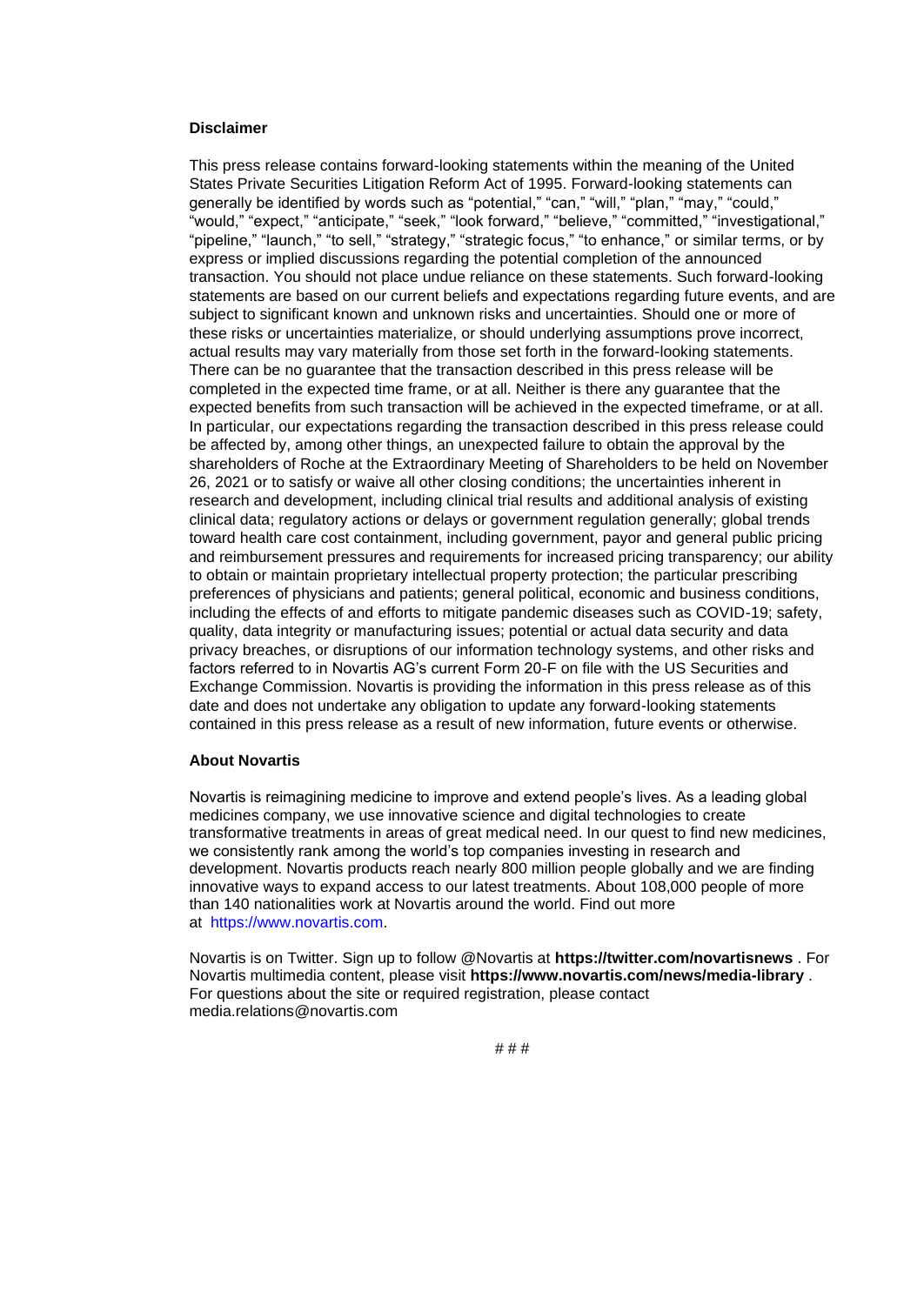**Disclaimer**

This press release contains forward-looking statements within the meaning of the United States Private Securities Litigation Reform Act of 1995. Forward-looking statements can generally be identified by words such as "potential," "can," "will," "plan," "may," "could," "would," "expect," "anticipate," "seek," "look forward," "believe," "committed," "investigational," "pipeline," "launch," "to sell," "strategy," "strategic focus," "to enhance," or similar terms, or by express or implied discussions regarding the potential completion of the announced transaction. You should not place undue reliance on these statements. Such forward-looking statements are based on our current beliefs and expectations regarding future events, and are subject to significant known and unknown risks and uncertainties. Should one or more of these risks or uncertainties materialize, or should underlying assumptions prove incorrect, actual results may vary materially from those set forth in the forward-looking statements. There can be no guarantee that the transaction described in this press release will be completed in the expected time frame, or at all. Neither is there any guarantee that the expected benefits from such transaction will be achieved in the expected timeframe, or at all. In particular, our expectations regarding the transaction described in this press release could be affected by, among other things, an unexpected failure to obtain the approval by the shareholders of Roche at the Extraordinary Meeting of Shareholders to be held on November 26, 2021 or to satisfy or waive all other closing conditions; the uncertainties inherent in research and development, including clinical trial results and additional analysis of existing clinical data; regulatory actions or delays or government regulation generally; global trends toward health care cost containment, including government, payor and general public pricing and reimbursement pressures and requirements for increased pricing transparency; our ability to obtain or maintain proprietary intellectual property protection; the particular prescribing preferences of physicians and patients; general political, economic and business conditions, including the effects of and efforts to mitigate pandemic diseases such as COVID-19; safety, quality, data integrity or manufacturing issues; potential or actual data security and data privacy breaches, or disruptions of our information technology systems, and other risks and factors referred to in Novartis AG's current Form 20-F on file with the US Securities and Exchange Commission. Novartis is providing the information in this press release as of this date and does not undertake any obligation to update any forward-looking statements contained in this press release as a result of new information, future events or otherwise.

**About Novartis**

Novartis is reimagining medicine to improve and extend people's lives. As a leading global medicines company, we use innovative science and digital technologies to create transformative treatments in areas of great medical need. In our quest to find new medicines, we consistently rank among the world's top companies investing in research and development. Novartis products reach nearly 800 million people globally and we are finding innovative ways to expand access to our latest treatments. About 108,000 people of more than 140 nationalities work at Novartis around the world. Find out more at https://www.novartis.com.

Novartis is on Twitter. Sign up to follow @Novartis at **https://twitter.com/novartisnews** . For Novartis multimedia content, please visit **https://www.novartis.com/news/media-library** . For questions about the site or required registration, please contact media.relations@novartis.com

# # #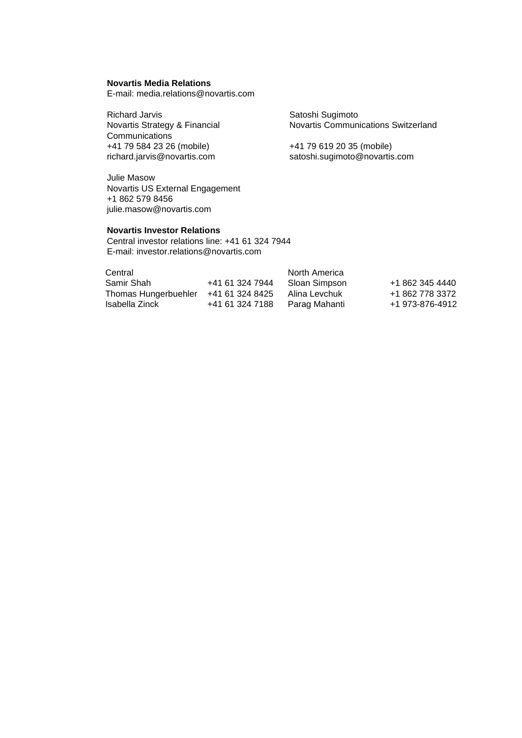**Novartis Media Relations**
E-mail: media.relations@novartis.com

Richard Jarvis
Novartis Strategy & Financial Communications
+41 79 584 23 26 (mobile)
richard.jarvis@novartis.com

Satoshi Sugimoto
Novartis Communications Switzerland

+41 79 619 20 35 (mobile)
satoshi.sugimoto@novartis.com

Julie Masow
Novartis US External Engagement
+1 862 579 8456
julie.masow@novartis.com

**Novartis Investor Relations**
Central investor relations line: +41 61 324 7944
E-mail: investor.relations@novartis.com

| | | | |
|---|---|---|---|
| Central | | North America | |
| Samir Shah | +41 61 324 7944 | Sloan Simpson | +1 862 345 4440 |
| Thomas Hungerbuehler | +41 61 324 8425 | Alina Levchuk | +1 862 778 3372 |
| Isabella Zinck | +41 61 324 7188 | Parag Mahanti | +1 973-876-4912 |